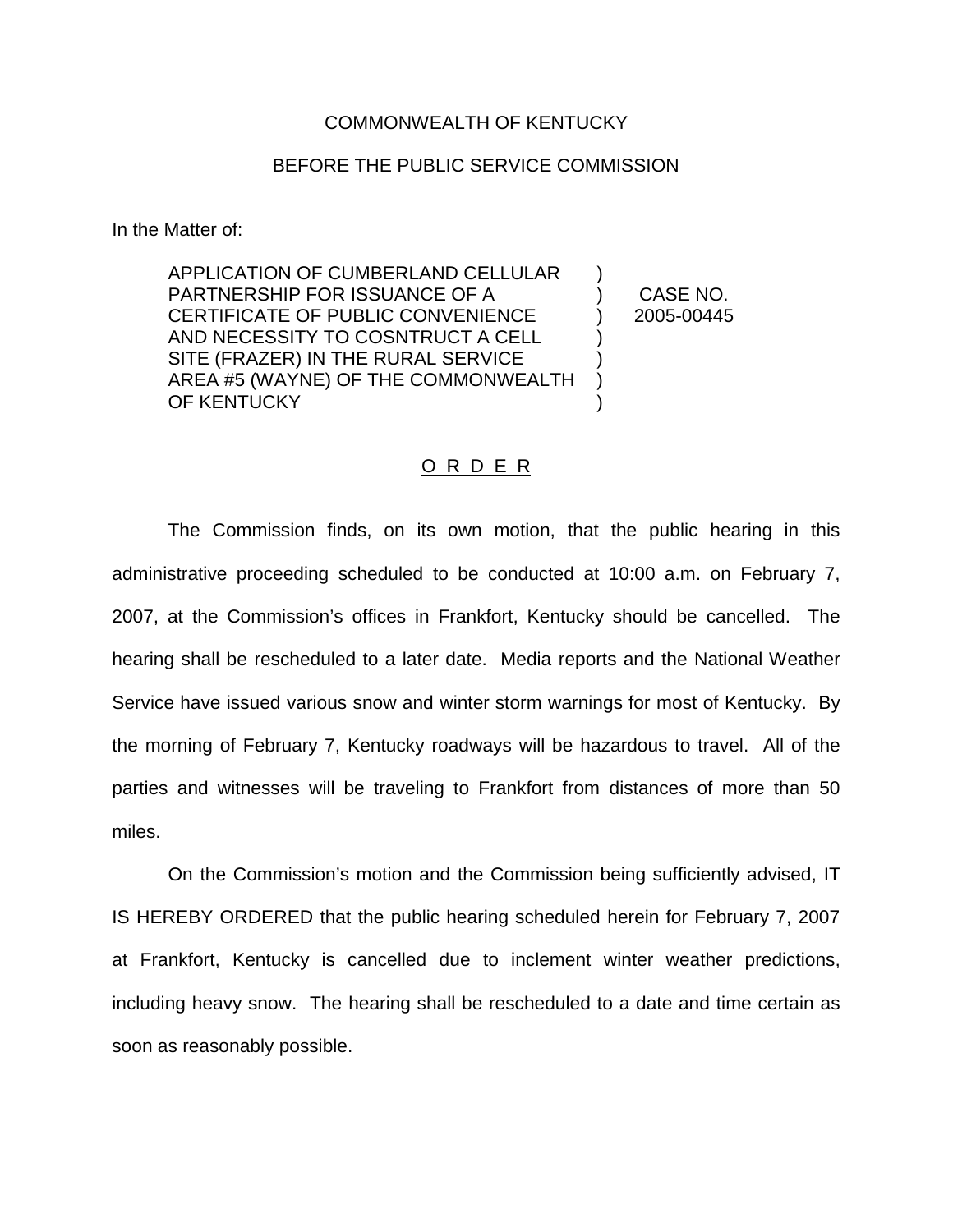COMMONWEALTH OF KENTUCKY

BEFORE THE PUBLIC SERVICE COMMISSION

In the Matter of:

| | | |
|---|---|---|
| APPLICATION OF CUMBERLAND CELLULAR PARTNERSHIP FOR ISSUANCE OF A CERTIFICATE OF PUBLIC CONVENIENCE AND NECESSITY TO COSNTRUCT A CELL SITE (FRAZER) IN THE RURAL SERVICE AREA #5 (WAYNE) OF THE COMMONWEALTH OF KENTUCKY | ) | CASE NO. 2005-00445 |

O R D E R

The Commission finds, on its own motion, that the public hearing in this administrative proceeding scheduled to be conducted at 10:00 a.m. on February 7, 2007, at the Commission's offices in Frankfort, Kentucky should be cancelled. The hearing shall be rescheduled to a later date. Media reports and the National Weather Service have issued various snow and winter storm warnings for most of Kentucky. By the morning of February 7, Kentucky roadways will be hazardous to travel. All of the parties and witnesses will be traveling to Frankfort from distances of more than 50 miles.

On the Commission's motion and the Commission being sufficiently advised, IT IS HEREBY ORDERED that the public hearing scheduled herein for February 7, 2007 at Frankfort, Kentucky is cancelled due to inclement winter weather predictions, including heavy snow. The hearing shall be rescheduled to a date and time certain as soon as reasonably possible.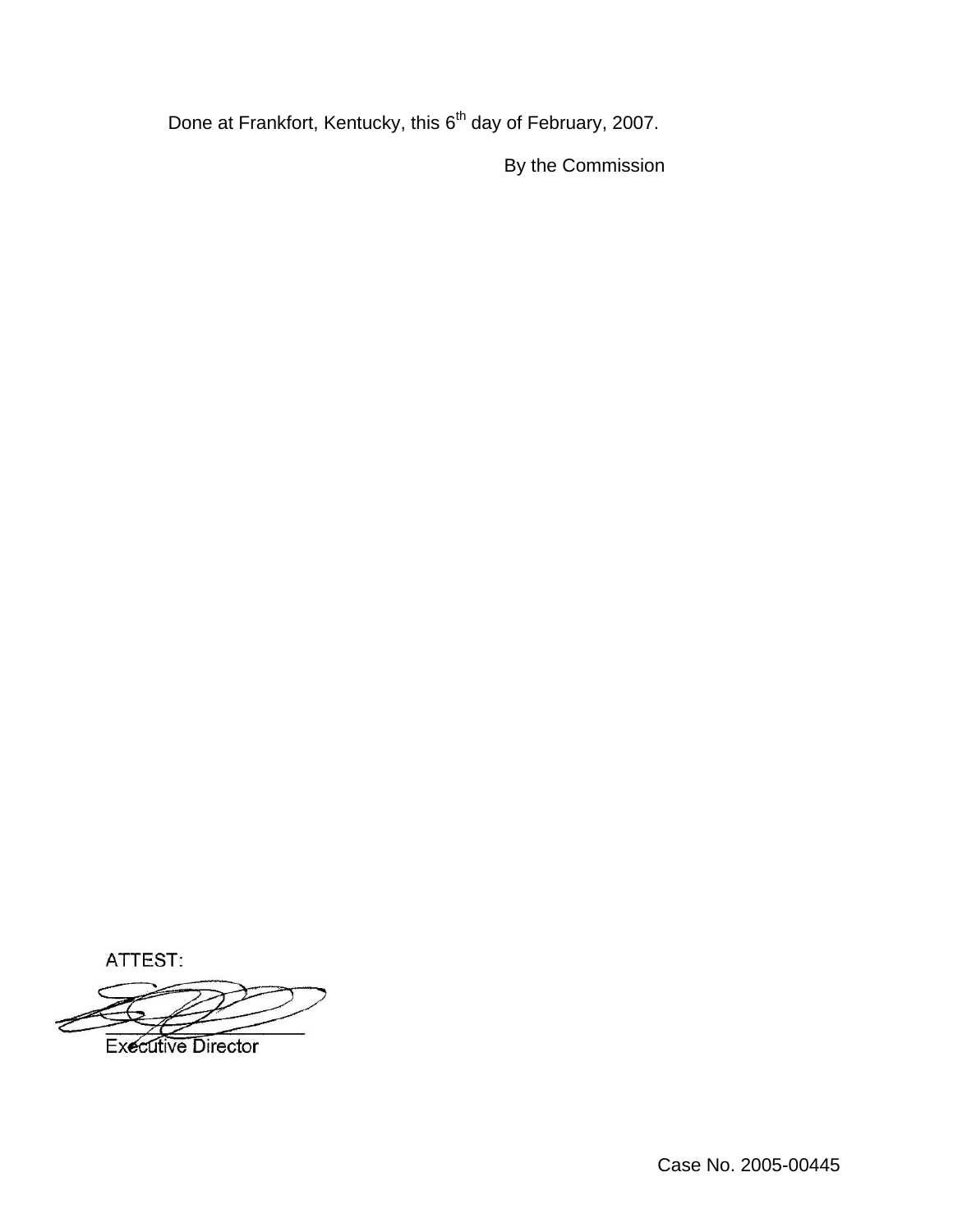Done at Frankfort, Kentucky, this 6th day of February, 2007.

By the Commission

ATTEST:

Executive Director

Case No. 2005-00445